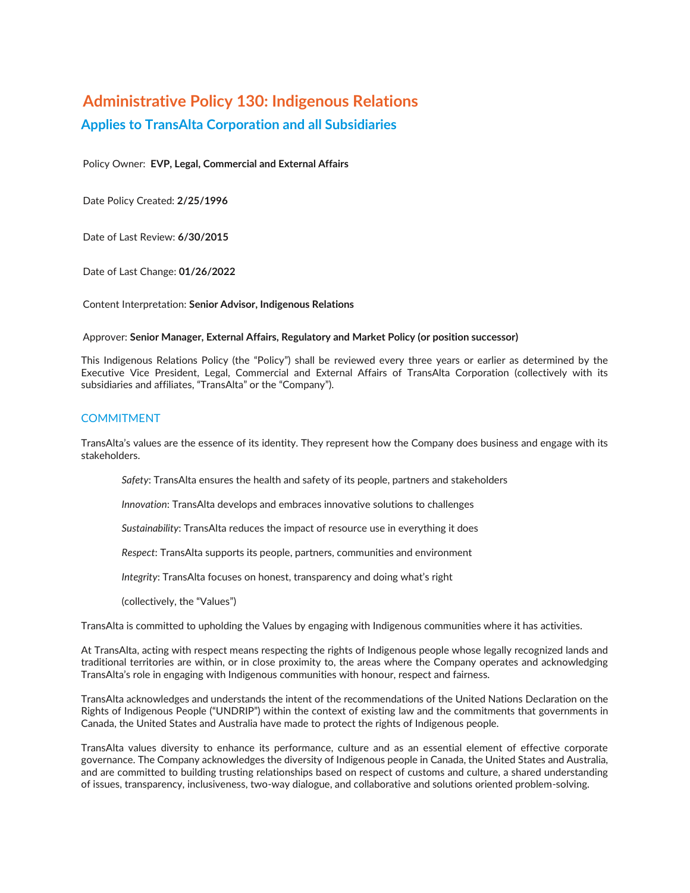# Administrative Policy 130: Indigenous Relations

## Applies to TransAlta Corporation and all Subsidiaries

Policy Owner: **EVP, Legal, Commercial and External Affairs**

Date Policy Created: **2/25/1996**

Date of Last Review: **6/30/2015**

Date of Last Change: **01/26/2022**

Content Interpretation: **Senior Advisor, Indigenous Relations**

Approver: **Senior Manager, External Affairs, Regulatory and Market Policy (or position successor)**

This Indigenous Relations Policy (the "Policy") shall be reviewed every three years or earlier as determined by the Executive Vice President, Legal, Commercial and External Affairs of TransAlta Corporation (collectively with its subsidiaries and affiliates, "TransAlta" or the "Company").

### COMMITMENT

TransAlta's values are the essence of its identity. They represent how the Company does business and engage with its stakeholders.

> *Safety*: TransAlta ensures the health and safety of its people, partners and stakeholders
>
> *Innovation*: TransAlta develops and embraces innovative solutions to challenges
>
> *Sustainability*: TransAlta reduces the impact of resource use in everything it does
>
> *Respect*: TransAlta supports its people, partners, communities and environment
>
> *Integrity*: TransAlta focuses on honest, transparency and doing what's right
>
> (collectively, the "Values")

TransAlta is committed to upholding the Values by engaging with Indigenous communities where it has activities.

At TransAlta, acting with respect means respecting the rights of Indigenous people whose legally recognized lands and traditional territories are within, or in close proximity to, the areas where the Company operates and acknowledging TransAlta's role in engaging with Indigenous communities with honour, respect and fairness.

TransAlta acknowledges and understands the intent of the recommendations of the United Nations Declaration on the Rights of Indigenous People ("UNDRIP") within the context of existing law and the commitments that governments in Canada, the United States and Australia have made to protect the rights of Indigenous people.

TransAlta values diversity to enhance its performance, culture and as an essential element of effective corporate governance. The Company acknowledges the diversity of Indigenous people in Canada, the United States and Australia, and are committed to building trusting relationships based on respect of customs and culture, a shared understanding of issues, transparency, inclusiveness, two-way dialogue, and collaborative and solutions oriented problem-solving.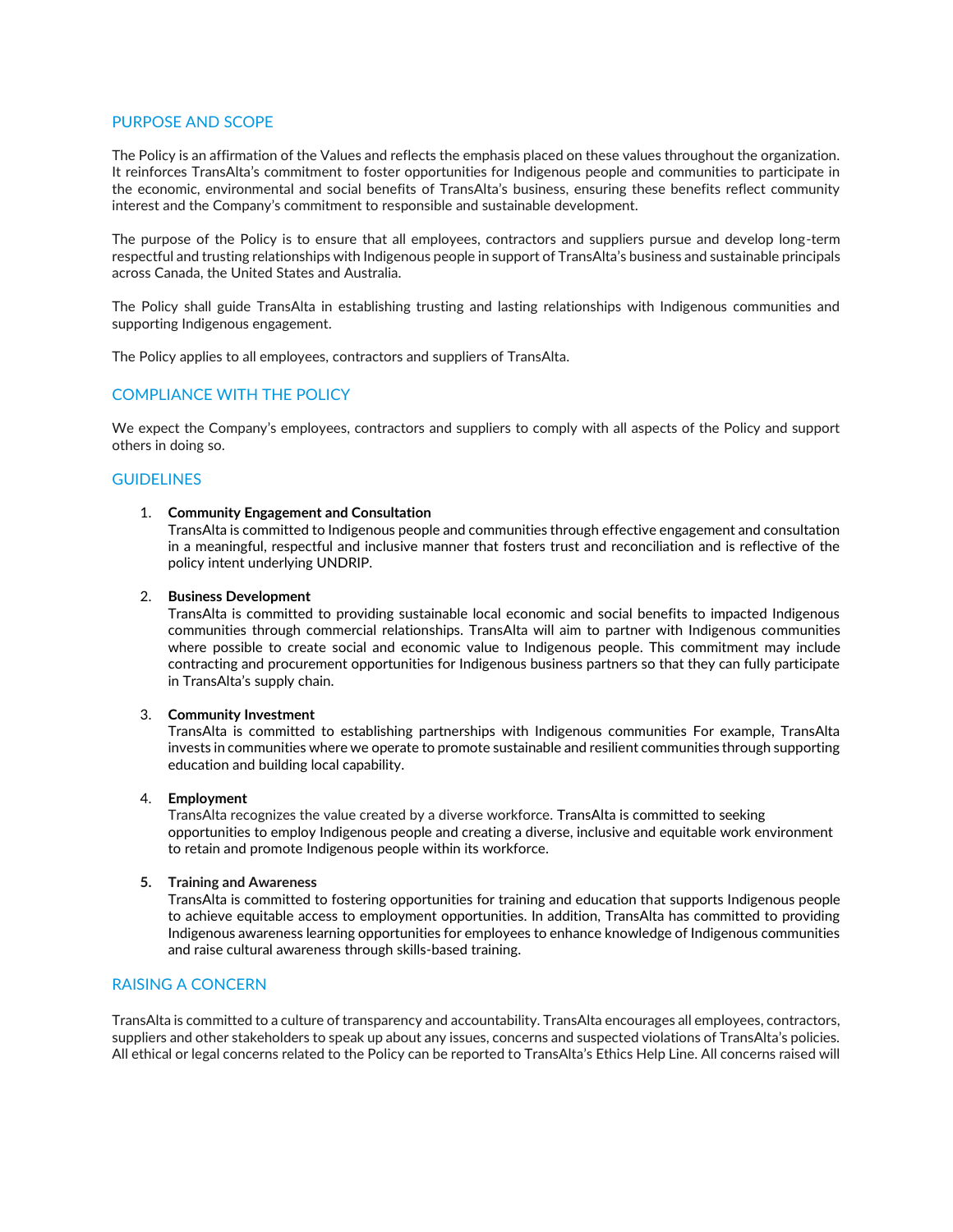## PURPOSE AND SCOPE

The Policy is an affirmation of the Values and reflects the emphasis placed on these values throughout the organization. It reinforces TransAlta's commitment to foster opportunities for Indigenous people and communities to participate in the economic, environmental and social benefits of TransAlta's business, ensuring these benefits reflect community interest and the Company's commitment to responsible and sustainable development.

The purpose of the Policy is to ensure that all employees, contractors and suppliers pursue and develop long-term respectful and trusting relationships with Indigenous people in support of TransAlta's business and sustainable principals across Canada, the United States and Australia.

The Policy shall guide TransAlta in establishing trusting and lasting relationships with Indigenous communities and supporting Indigenous engagement.

The Policy applies to all employees, contractors and suppliers of TransAlta.

## COMPLIANCE WITH THE POLICY

We expect the Company's employees, contractors and suppliers to comply with all aspects of the Policy and support others in doing so.

## GUIDELINES

1. **Community Engagement and Consultation**
   TransAlta is committed to Indigenous people and communities through effective engagement and consultation in a meaningful, respectful and inclusive manner that fosters trust and reconciliation and is reflective of the policy intent underlying UNDRIP.

2. **Business Development**
   TransAlta is committed to providing sustainable local economic and social benefits to impacted Indigenous communities through commercial relationships. TransAlta will aim to partner with Indigenous communities where possible to create social and economic value to Indigenous people. This commitment may include contracting and procurement opportunities for Indigenous business partners so that they can fully participate in TransAlta's supply chain.

3. **Community Investment**
   TransAlta is committed to establishing partnerships with Indigenous communities For example, TransAlta invests in communities where we operate to promote sustainable and resilient communities through supporting education and building local capability.

4. **Employment**
   TransAlta recognizes the value created by a diverse workforce. TransAlta is committed to seeking opportunities to employ Indigenous people and creating a diverse, inclusive and equitable work environment to retain and promote Indigenous people within its workforce.

5. **Training and Awareness**
   TransAlta is committed to fostering opportunities for training and education that supports Indigenous people to achieve equitable access to employment opportunities. In addition, TransAlta has committed to providing Indigenous awareness learning opportunities for employees to enhance knowledge of Indigenous communities and raise cultural awareness through skills-based training.

## RAISING A CONCERN

TransAlta is committed to a culture of transparency and accountability. TransAlta encourages all employees, contractors, suppliers and other stakeholders to speak up about any issues, concerns and suspected violations of TransAlta's policies. All ethical or legal concerns related to the Policy can be reported to TransAlta's Ethics Help Line. All concerns raised will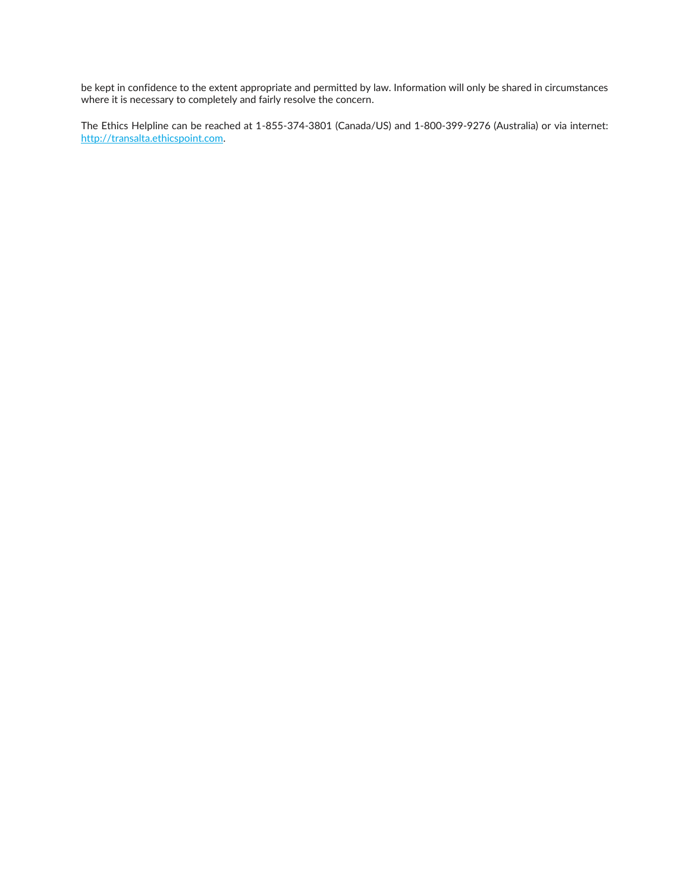be kept in confidence to the extent appropriate and permitted by law. Information will only be shared in circumstances where it is necessary to completely and fairly resolve the concern.

The Ethics Helpline can be reached at 1-855-374-3801 (Canada/US) and 1-800-399-9276 (Australia) or via internet: [http://transalta.ethicspoint.com](http://transalta.ethicspoint.com).